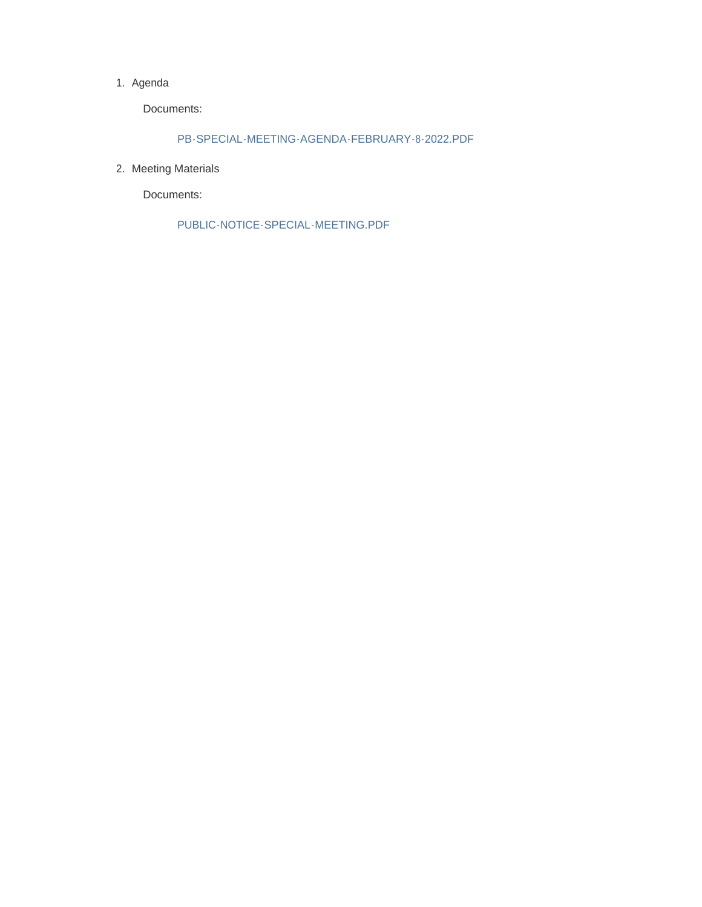1. Agenda

    Documents:

        PB-SPECIAL-MEETING-AGENDA-FEBRUARY-8-2022.PDF

2. Meeting Materials

    Documents:

        PUBLIC-NOTICE-SPECIAL-MEETING.PDF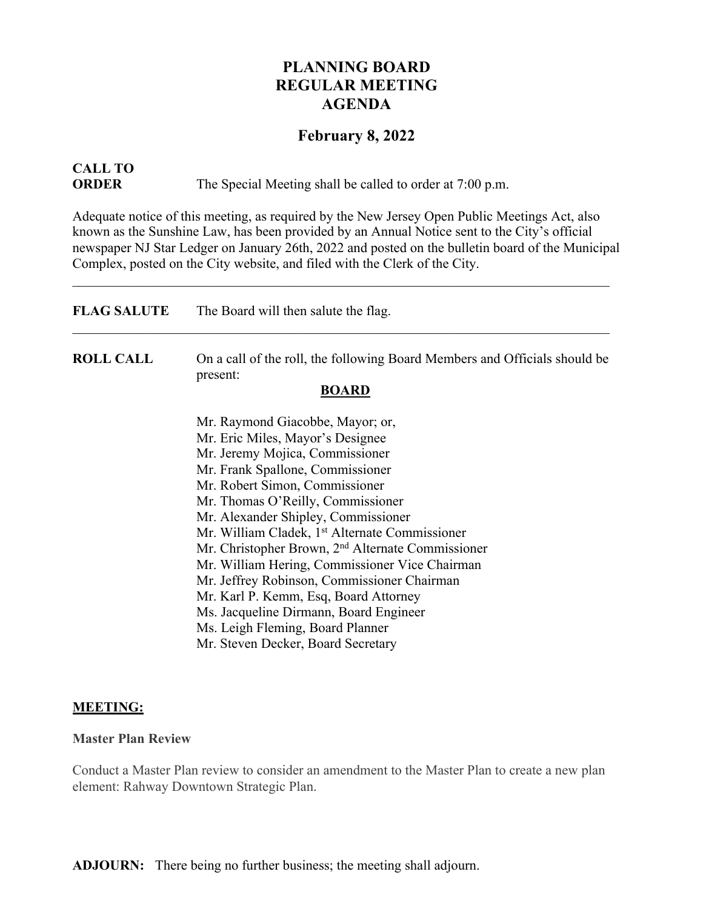# PLANNING BOARD REGULAR MEETING AGENDA

## February 8, 2022

**CALL TO ORDER** The Special Meeting shall be called to order at 7:00 p.m.

Adequate notice of this meeting, as required by the New Jersey Open Public Meetings Act, also known as the Sunshine Law, has been provided by an Annual Notice sent to the City's official newspaper NJ Star Ledger on January 26th, 2022 and posted on the bulletin board of the Municipal Complex, posted on the City website, and filed with the Clerk of the City.

---

**FLAG SALUTE** The Board will then salute the flag.

---

**ROLL CALL** On a call of the roll, the following Board Members and Officials should be present:

**BOARD**

Mr. Raymond Giacobbe, Mayor; or,
Mr. Eric Miles, Mayor's Designee
Mr. Jeremy Mojica, Commissioner
Mr. Frank Spallone, Commissioner
Mr. Robert Simon, Commissioner
Mr. Thomas O'Reilly, Commissioner
Mr. Alexander Shipley, Commissioner
Mr. William Cladek, 1st Alternate Commissioner
Mr. Christopher Brown, 2nd Alternate Commissioner
Mr. William Hering, Commissioner Vice Chairman
Mr. Jeffrey Robinson, Commissioner Chairman
Mr. Karl P. Kemm, Esq, Board Attorney
Ms. Jacqueline Dirmann, Board Engineer
Ms. Leigh Fleming, Board Planner
Mr. Steven Decker, Board Secretary

**MEETING:**

**Master Plan Review**

Conduct a Master Plan review to consider an amendment to the Master Plan to create a new plan element: Rahway Downtown Strategic Plan.

**ADJOURN:** There being no further business; the meeting shall adjourn.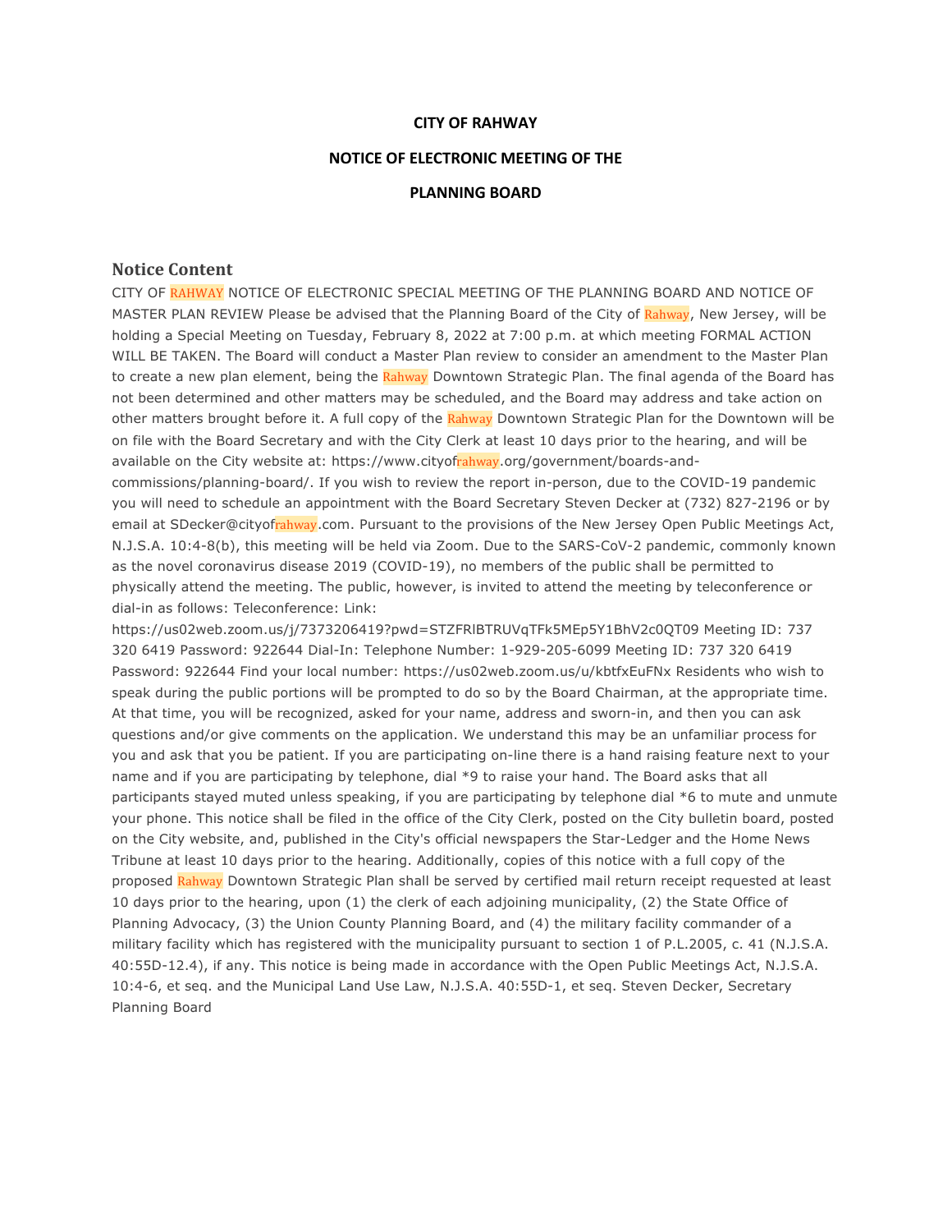**CITY OF RAHWAY**

**NOTICE OF ELECTRONIC MEETING OF THE**

**PLANNING BOARD**

## Notice Content

CITY OF RAHWAY NOTICE OF ELECTRONIC SPECIAL MEETING OF THE PLANNING BOARD AND NOTICE OF MASTER PLAN REVIEW Please be advised that the Planning Board of the City of Rahway, New Jersey, will be holding a Special Meeting on Tuesday, February 8, 2022 at 7:00 p.m. at which meeting FORMAL ACTION WILL BE TAKEN. The Board will conduct a Master Plan review to consider an amendment to the Master Plan to create a new plan element, being the Rahway Downtown Strategic Plan. The final agenda of the Board has not been determined and other matters may be scheduled, and the Board may address and take action on other matters brought before it. A full copy of the Rahway Downtown Strategic Plan for the Downtown will be on file with the Board Secretary and with the City Clerk at least 10 days prior to the hearing, and will be available on the City website at: https://www.cityofrahway.org/government/boards-and-commissions/planning-board/. If you wish to review the report in-person, due to the COVID-19 pandemic you will need to schedule an appointment with the Board Secretary Steven Decker at (732) 827-2196 or by email at SDecker@cityofrahway.com. Pursuant to the provisions of the New Jersey Open Public Meetings Act, N.J.S.A. 10:4-8(b), this meeting will be held via Zoom. Due to the SARS-CoV-2 pandemic, commonly known as the novel coronavirus disease 2019 (COVID-19), no members of the public shall be permitted to physically attend the meeting. The public, however, is invited to attend the meeting by teleconference or dial-in as follows: Teleconference: Link: https://us02web.zoom.us/j/7373206419?pwd=STZFRlBTRUVqTFk5MEp5Y1BhV2c0QT09 Meeting ID: 737 320 6419 Password: 922644 Dial-In: Telephone Number: 1-929-205-6099 Meeting ID: 737 320 6419 Password: 922644 Find your local number: https://us02web.zoom.us/u/kbtfxEuFNx Residents who wish to speak during the public portions will be prompted to do so by the Board Chairman, at the appropriate time. At that time, you will be recognized, asked for your name, address and sworn-in, and then you can ask questions and/or give comments on the application. We understand this may be an unfamiliar process for you and ask that you be patient. If you are participating on-line there is a hand raising feature next to your name and if you are participating by telephone, dial *9 to raise your hand. The Board asks that all participants stayed muted unless speaking, if you are participating by telephone dial *6 to mute and unmute your phone. This notice shall be filed in the office of the City Clerk, posted on the City bulletin board, posted on the City website, and, published in the City's official newspapers the Star-Ledger and the Home News Tribune at least 10 days prior to the hearing. Additionally, copies of this notice with a full copy of the proposed Rahway Downtown Strategic Plan shall be served by certified mail return receipt requested at least 10 days prior to the hearing, upon (1) the clerk of each adjoining municipality, (2) the State Office of Planning Advocacy, (3) the Union County Planning Board, and (4) the military facility commander of a military facility which has registered with the municipality pursuant to section 1 of P.L.2005, c. 41 (N.J.S.A. 40:55D-12.4), if any. This notice is being made in accordance with the Open Public Meetings Act, N.J.S.A. 10:4-6, et seq. and the Municipal Land Use Law, N.J.S.A. 40:55D-1, et seq. Steven Decker, Secretary Planning Board